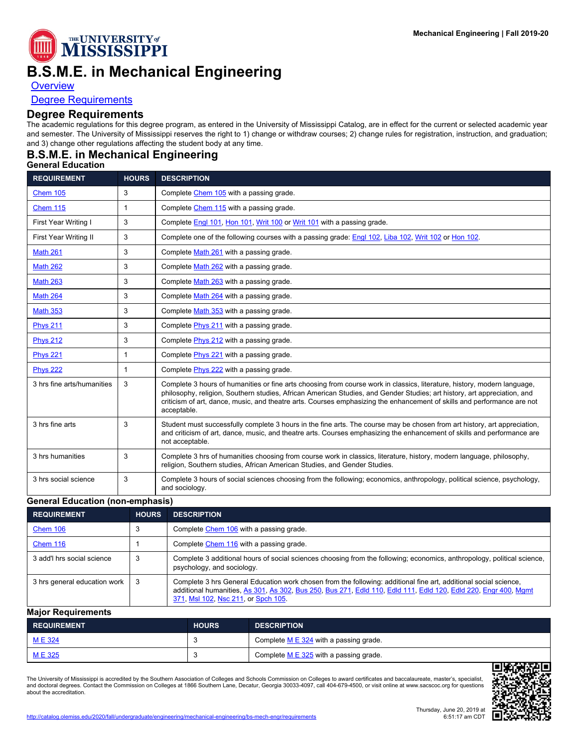# B.S.M.E. in Mechanical Engineering

Overview

Degree Requirements

## Degree Requirements

The academic regulations for this degree program, as entered in the University of Mississippi Catalog, are in effect for the current or selected academic year and semester. The University of Mississippi reserves the right to 1) change or withdraw courses; 2) change rules for registration, instruction, and graduation; and 3) change other regulations affecting the student body at any time.

## B.S.M.E. in Mechanical Engineering

### General Education

| REQUIREMENT | HOURS | DESCRIPTION |
|---|---|---|
| Chem 105 | 3 | Complete Chem 105 with a passing grade. |
| Chem 115 | 1 | Complete Chem 115 with a passing grade. |
| First Year Writing I | 3 | Complete Engl 101, Hon 101, Writ 100 or Writ 101 with a passing grade. |
| First Year Writing II | 3 | Complete one of the following courses with a passing grade: Engl 102, Liba 102, Writ 102 or Hon 102. |
| Math 261 | 3 | Complete Math 261 with a passing grade. |
| Math 262 | 3 | Complete Math 262 with a passing grade. |
| Math 263 | 3 | Complete Math 263 with a passing grade. |
| Math 264 | 3 | Complete Math 264 with a passing grade. |
| Math 353 | 3 | Complete Math 353 with a passing grade. |
| Phys 211 | 3 | Complete Phys 211 with a passing grade. |
| Phys 212 | 3 | Complete Phys 212 with a passing grade. |
| Phys 221 | 1 | Complete Phys 221 with a passing grade. |
| Phys 222 | 1 | Complete Phys 222 with a passing grade. |
| 3 hrs fine arts/humanities | 3 | Complete 3 hours of humanities or fine arts choosing from course work in classics, literature, history, modern language, philosophy, religion, Southern studies, African American Studies, and Gender Studies; art history, art appreciation, and criticism of art, dance, music, and theatre arts. Courses emphasizing the enhancement of skills and performance are not acceptable. |
| 3 hrs fine arts | 3 | Student must successfully complete 3 hours in the fine arts. The course may be chosen from art history, art appreciation, and criticism of art, dance, music, and theatre arts. Courses emphasizing the enhancement of skills and performance are not acceptable. |
| 3 hrs humanities | 3 | Complete 3 hrs of humanities choosing from course work in classics, literature, history, modern language, philosophy, religion, Southern studies, African American Studies, and Gender Studies. |
| 3 hrs social science | 3 | Complete 3 hours of social sciences choosing from the following; economics, anthropology, political science, psychology, and sociology. |

### General Education (non-emphasis)

| REQUIREMENT | HOURS | DESCRIPTION |
|---|---|---|
| Chem 106 | 3 | Complete Chem 106 with a passing grade. |
| Chem 116 | 1 | Complete Chem 116 with a passing grade. |
| 3 add'l hrs social science | 3 | Complete 3 additional hours of social sciences choosing from the following; economics, anthropology, political science, psychology, and sociology. |
| 3 hrs general education work | 3 | Complete 3 hrs General Education work chosen from the following: additional fine art, additional social science, additional humanities, As 301, As 302, Bus 250, Bus 271, Edld 110, Edld 111, Edld 120, Edld 220, Engr 400, Mgmt 371, Msl 102, Nsc 211, or Spch 105. |

### Major Requirements

| REQUIREMENT | HOURS | DESCRIPTION |
|---|---|---|
| M E 324 | 3 | Complete M E 324 with a passing grade. |
| M E 325 | 3 | Complete M E 325 with a passing grade. |

The University of Mississippi is accredited by the Southern Association of Colleges and Schools Commission on Colleges to award certificates and baccalaureate, master's, specialist, and doctoral degrees. Contact the Commission on Colleges at 1866 Southern Lane, Decatur, Georgia 30033-4097, call 404-679-4500, or visit online at www.sacscoc.org for questions about the accreditation.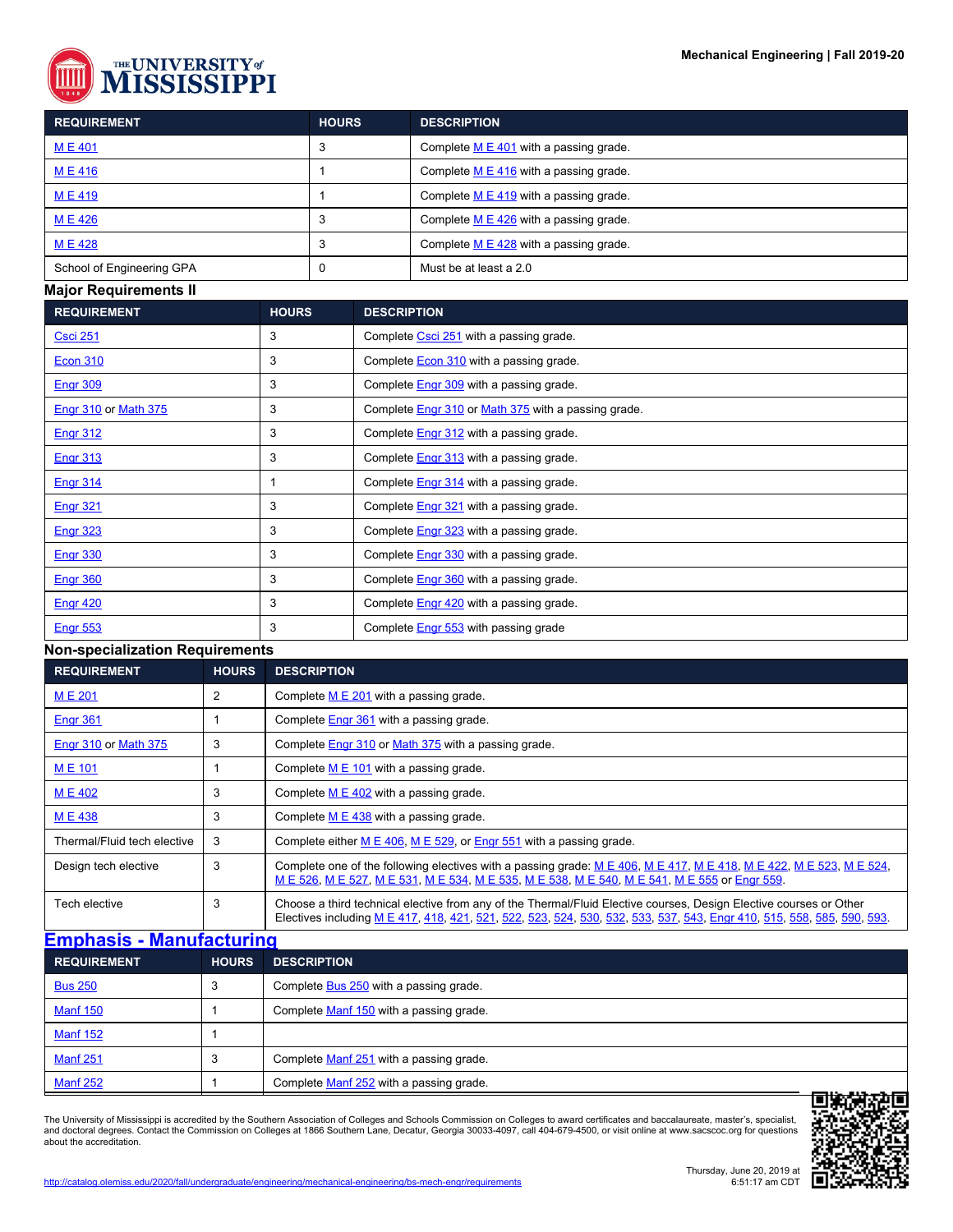| REQUIREMENT | HOURS | DESCRIPTION |
|---|---|---|
| M E 401 | 3 | Complete M E 401 with a passing grade. |
| M E 416 | 1 | Complete M E 416 with a passing grade. |
| M E 419 | 1 | Complete M E 419 with a passing grade. |
| M E 426 | 3 | Complete M E 426 with a passing grade. |
| M E 428 | 3 | Complete M E 428 with a passing grade. |
| School of Engineering GPA | 0 | Must be at least a 2.0 |

## Major Requirements II

| REQUIREMENT | HOURS | DESCRIPTION |
|---|---|---|
| Csci 251 | 3 | Complete Csci 251 with a passing grade. |
| Econ 310 | 3 | Complete Econ 310 with a passing grade. |
| Engr 309 | 3 | Complete Engr 309 with a passing grade. |
| Engr 310 or Math 375 | 3 | Complete Engr 310 or Math 375 with a passing grade. |
| Engr 312 | 3 | Complete Engr 312 with a passing grade. |
| Engr 313 | 3 | Complete Engr 313 with a passing grade. |
| Engr 314 | 1 | Complete Engr 314 with a passing grade. |
| Engr 321 | 3 | Complete Engr 321 with a passing grade. |
| Engr 323 | 3 | Complete Engr 323 with a passing grade. |
| Engr 330 | 3 | Complete Engr 330 with a passing grade. |
| Engr 360 | 3 | Complete Engr 360 with a passing grade. |
| Engr 420 | 3 | Complete Engr 420 with a passing grade. |
| Engr 553 | 3 | Complete Engr 553 with passing grade |

## Non-specialization Requirements

| REQUIREMENT | HOURS | DESCRIPTION |
|---|---|---|
| M E 201 | 2 | Complete M E 201 with a passing grade. |
| Engr 361 | 1 | Complete Engr 361 with a passing grade. |
| Engr 310 or Math 375 | 3 | Complete Engr 310 or Math 375 with a passing grade. |
| M E 101 | 1 | Complete M E 101 with a passing grade. |
| M E 402 | 3 | Complete M E 402 with a passing grade. |
| M E 438 | 3 | Complete M E 438 with a passing grade. |
| Thermal/Fluid tech elective | 3 | Complete either M E 406, M E 529, or Engr 551 with a passing grade. |
| Design tech elective | 3 | Complete one of the following electives with a passing grade: M E 406, M E 417, M E 418, M E 422, M E 523, M E 524, M E 526, M E 527, M E 531, M E 534, M E 535, M E 538, M E 540, M E 541, M E 555 or Engr 559. |
| Tech elective | 3 | Choose a third technical elective from any of the Thermal/Fluid Elective courses, Design Elective courses or Other Electives including M E 417, 418, 421, 521, 522, 523, 524, 530, 532, 533, 537, 543, Engr 410, 515, 558, 585, 590, 593. |

## Emphasis - Manufacturing

| REQUIREMENT | HOURS | DESCRIPTION |
|---|---|---|
| Bus 250 | 3 | Complete Bus 250 with a passing grade. |
| Manf 150 | 1 | Complete Manf 150 with a passing grade. |
| Manf 152 | 1 | |
| Manf 251 | 3 | Complete Manf 251 with a passing grade. |
| Manf 252 | 1 | Complete Manf 252 with a passing grade. |

The University of Mississippi is accredited by the Southern Association of Colleges and Schools Commission on Colleges to award certificates and baccalaureate, master's, specialist, and doctoral degrees. Contact the Commission on Colleges at 1866 Southern Lane, Decatur, Georgia 30033-4097, call 404-679-4500, or visit online at www.sacscoc.org for questions about the accreditation.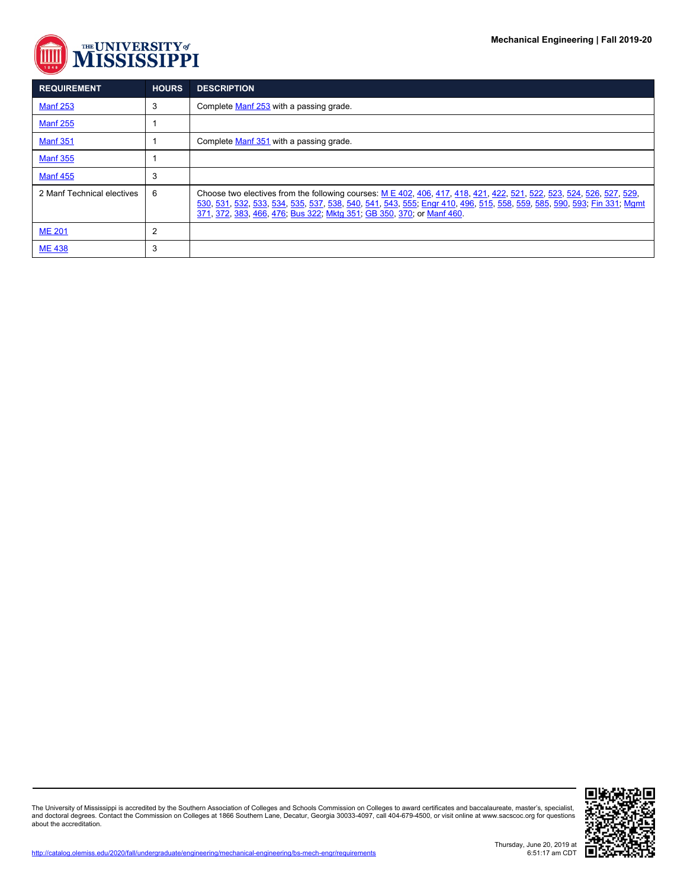| REQUIREMENT | HOURS | DESCRIPTION |
|---|---|---|
| Manf 253 | 3 | Complete Manf 253 with a passing grade. |
| Manf 255 | 1 | |
| Manf 351 | 1 | Complete Manf 351 with a passing grade. |
| Manf 355 | 1 | |
| Manf 455 | 3 | |
| 2 Manf Technical electives | 6 | Choose two electives from the following courses: M E 402, 406, 417, 418, 421, 422, 521, 522, 523, 524, 526, 527, 529, 530, 531, 532, 533, 534, 535, 537, 538, 540, 541, 543, 555; Engr 410, 496, 515, 558, 559, 585, 590, 593; Fin 331; Mgmt 371, 372, 383, 466, 476; Bus 322; Mktg 351; GB 350, 370; or Manf 460. |
| ME 201 | 2 | |
| ME 438 | 3 | |

The University of Mississippi is accredited by the Southern Association of Colleges and Schools Commission on Colleges to award certificates and baccalaureate, master's, specialist, and doctoral degrees. Contact the Commission on Colleges at 1866 Southern Lane, Decatur, Georgia 30033-4097, call 404-679-4500, or visit online at www.sacscoc.org for questions about the accreditation.